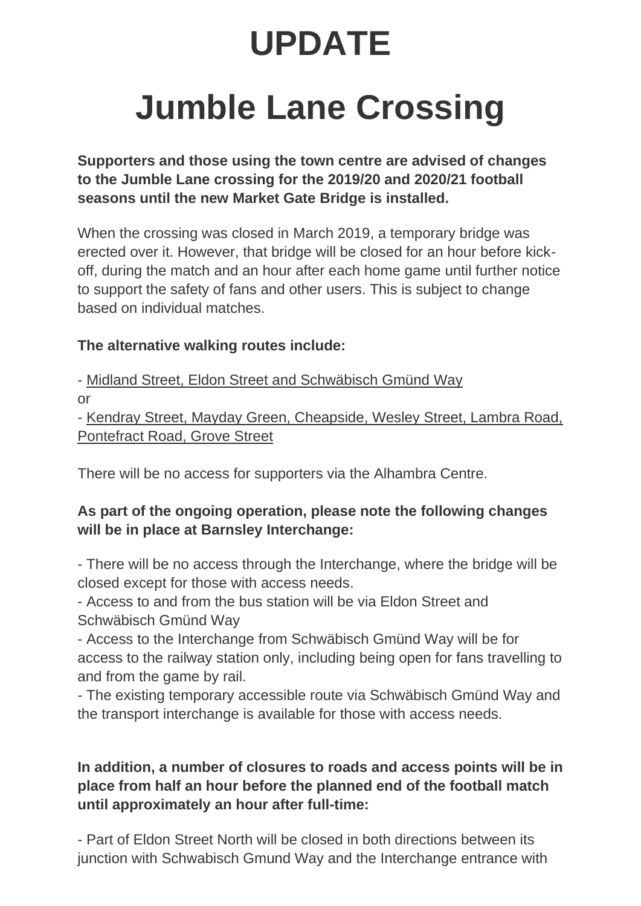# UPDATE

# Jumble Lane Crossing

**Supporters and those using the town centre are advised of changes to the Jumble Lane crossing for the 2019/20 and 2020/21 football seasons until the new Market Gate Bridge is installed.**

When the crossing was closed in March 2019, a temporary bridge was erected over it. However, that bridge will be closed for an hour before kick-off, during the match and an hour after each home game until further notice to support the safety of fans and other users. This is subject to change based on individual matches.

**The alternative walking routes include:**

- Midland Street, Eldon Street and Schwäbisch Gmünd Way

or

- Kendray Street, Mayday Green, Cheapside, Wesley Street, Lambra Road, Pontefract Road, Grove Street

There will be no access for supporters via the Alhambra Centre.

**As part of the ongoing operation, please note the following changes will be in place at Barnsley Interchange:**

- There will be no access through the Interchange, where the bridge will be closed except for those with access needs.
- Access to and from the bus station will be via Eldon Street and Schwäbisch Gmünd Way
- Access to the Interchange from Schwäbisch Gmünd Way will be for access to the railway station only, including being open for fans travelling to and from the game by rail.
- The existing temporary accessible route via Schwäbisch Gmünd Way and the transport interchange is available for those with access needs.

**In addition, a number of closures to roads and access points will be in place from half an hour before the planned end of the football match until approximately an hour after full-time:**

- Part of Eldon Street North will be closed in both directions between its junction with Schwabisch Gmund Way and the Interchange entrance with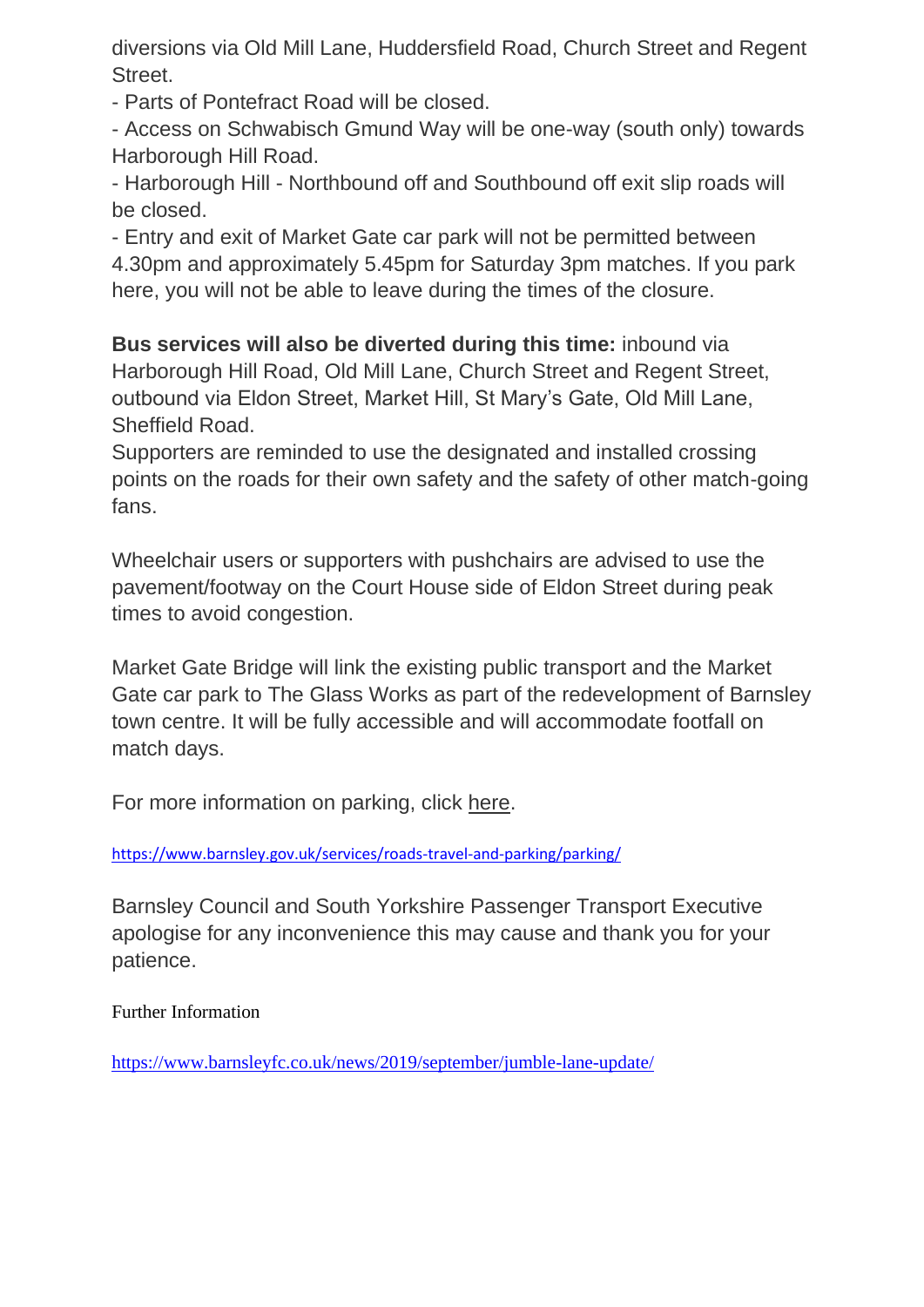diversions via Old Mill Lane, Huddersfield Road, Church Street and Regent Street.

- Parts of Pontefract Road will be closed.
- Access on Schwabisch Gmund Way will be one-way (south only) towards Harborough Hill Road.
- Harborough Hill - Northbound off and Southbound off exit slip roads will be closed.
- Entry and exit of Market Gate car park will not be permitted between 4.30pm and approximately 5.45pm for Saturday 3pm matches. If you park here, you will not be able to leave during the times of the closure.

**Bus services will also be diverted during this time:** inbound via Harborough Hill Road, Old Mill Lane, Church Street and Regent Street, outbound via Eldon Street, Market Hill, St Mary's Gate, Old Mill Lane, Sheffield Road.

Supporters are reminded to use the designated and installed crossing points on the roads for their own safety and the safety of other match-going fans.

Wheelchair users or supporters with pushchairs are advised to use the pavement/footway on the Court House side of Eldon Street during peak times to avoid congestion.

Market Gate Bridge will link the existing public transport and the Market Gate car park to The Glass Works as part of the redevelopment of Barnsley town centre. It will be fully accessible and will accommodate footfall on match days.

For more information on parking, click here.

https://www.barnsley.gov.uk/services/roads-travel-and-parking/parking/

Barnsley Council and South Yorkshire Passenger Transport Executive apologise for any inconvenience this may cause and thank you for your patience.

Further Information

https://www.barnsleyfc.co.uk/news/2019/september/jumble-lane-update/